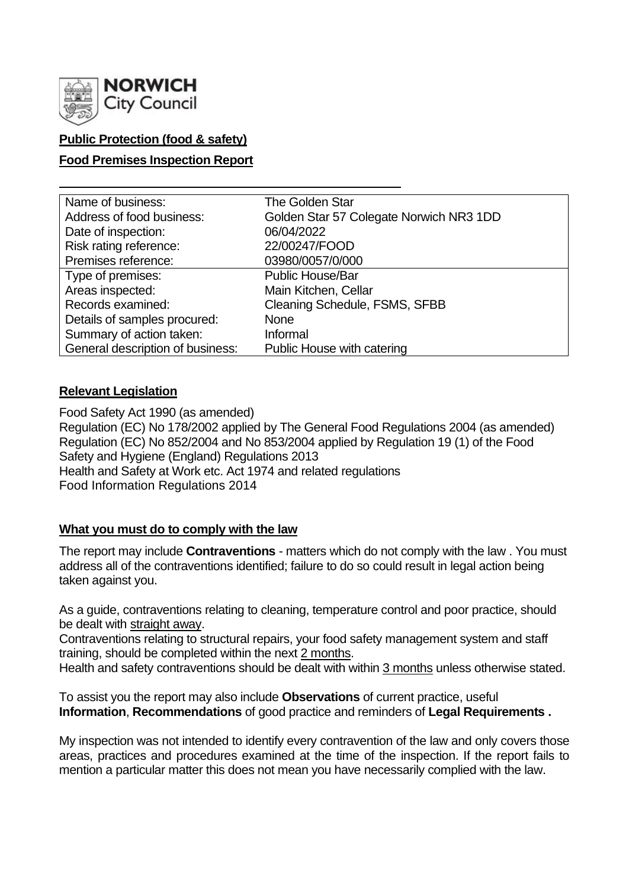NORWICH City Council

**Public Protection (food & safety)**

**Food Premises Inspection Report**

| Name of business: | The Golden Star |
|---|---|
| Address of food business: | Golden Star 57 Colegate Norwich NR3 1DD |
| Date of inspection: | 06/04/2022 |
| Risk rating reference: | 22/00247/FOOD |
| Premises reference: | 03980/0057/0/000 |
| Type of premises: | Public House/Bar |
| Areas inspected: | Main Kitchen, Cellar |
| Records examined: | Cleaning Schedule, FSMS, SFBB |
| Details of samples procured: | None |
| Summary of action taken: | Informal |
| General description of business: | Public House with catering |

**Relevant Legislation**

Food Safety Act 1990 (as amended)
Regulation (EC) No 178/2002 applied by The General Food Regulations 2004 (as amended)
Regulation (EC) No 852/2004 and No 853/2004 applied by Regulation 19 (1) of the Food Safety and Hygiene (England) Regulations 2013
Health and Safety at Work etc. Act 1974 and related regulations
Food Information Regulations 2014

**What you must do to comply with the law**

The report may include **Contraventions** - matters which do not comply with the law . You must address all of the contraventions identified; failure to do so could result in legal action being taken against you.

As a guide, contraventions relating to cleaning, temperature control and poor practice, should be dealt with straight away.
Contraventions relating to structural repairs, your food safety management system and staff training, should be completed within the next 2 months.
Health and safety contraventions should be dealt with within 3 months unless otherwise stated.

To assist you the report may also include **Observations** of current practice, useful **Information**, **Recommendations** of good practice and reminders of **Legal Requirements .**

My inspection was not intended to identify every contravention of the law and only covers those areas, practices and procedures examined at the time of the inspection. If the report fails to mention a particular matter this does not mean you have necessarily complied with the law.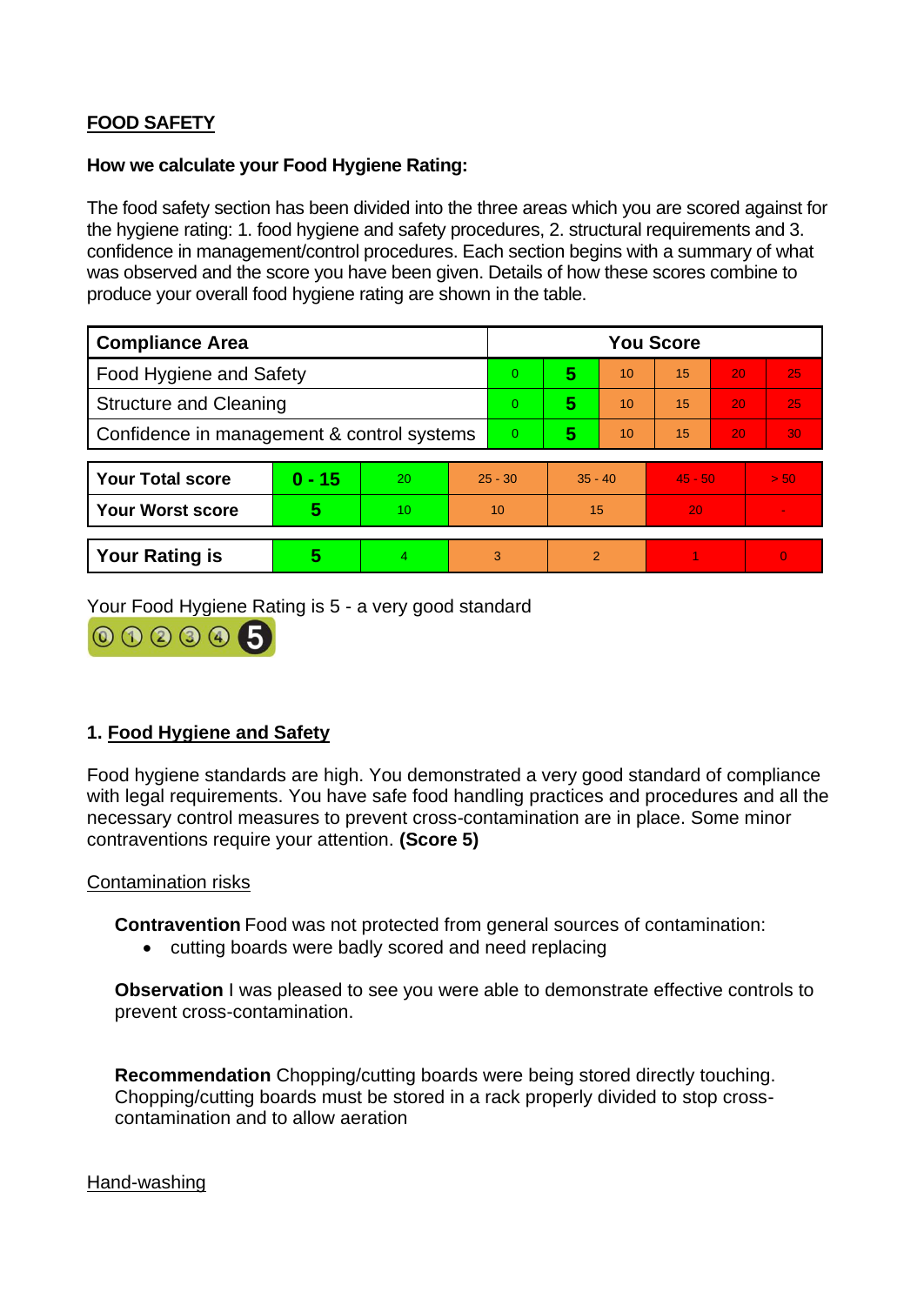## FOOD SAFETY

**How we calculate your Food Hygiene Rating:**

The food safety section has been divided into the three areas which you are scored against for the hygiene rating: 1. food hygiene and safety procedures, 2. structural requirements and 3. confidence in management/control procedures. Each section begins with a summary of what was observed and the score you have been given. Details of how these scores combine to produce your overall food hygiene rating are shown in the table.

| Compliance Area | You Score | | | | | |
|---|---|---|---|---|---|---|
| Food Hygiene and Safety | 0 | **5** | 10 | 15 | 20 | 25 |
| Structure and Cleaning | 0 | **5** | 10 | 15 | 20 | 25 |
| Confidence in management & control systems | 0 | **5** | 10 | 15 | 20 | 30 |

| | | | | | | |
|---|---|---|---|---|---|---|
| **Your Total score** | **0 - 15** | 20 | 25 - 30 | 35 - 40 | 45 - 50 | > 50 |
| **Your Worst score** | **5** | 10 | 10 | 15 | 20 | - |
| **Your Rating is** | **5** | 4 | 3 | 2 | 1 | 0 |

Your Food Hygiene Rating is 5 - a very good standard

### 1. Food Hygiene and Safety

Food hygiene standards are high. You demonstrated a very good standard of compliance with legal requirements. You have safe food handling practices and procedures and all the necessary control measures to prevent cross-contamination are in place. Some minor contraventions require your attention. **(Score 5)**

Contamination risks

**Contravention** Food was not protected from general sources of contamination:

- cutting boards were badly scored and need replacing

**Observation** I was pleased to see you were able to demonstrate effective controls to prevent cross-contamination.

**Recommendation** Chopping/cutting boards were being stored directly touching. Chopping/cutting boards must be stored in a rack properly divided to stop cross-contamination and to allow aeration

Hand-washing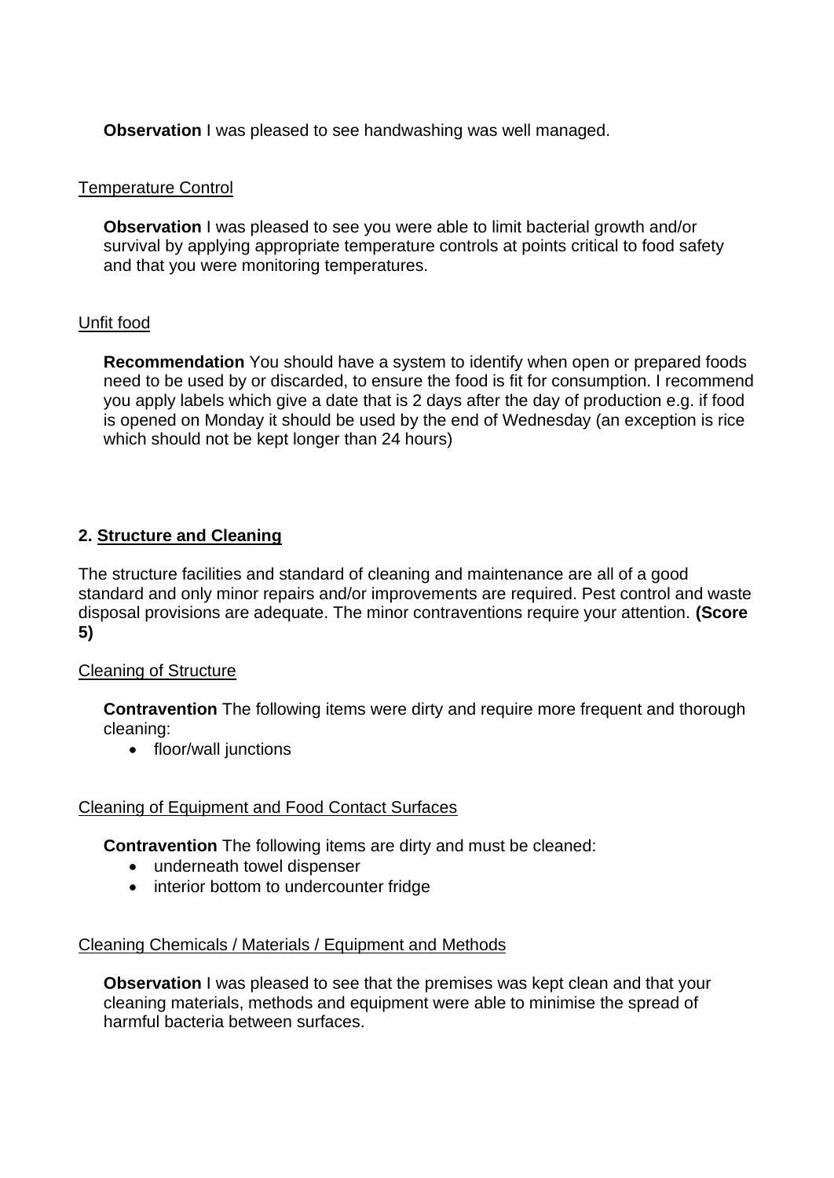**Observation** I was pleased to see handwashing was well managed.

Temperature Control

**Observation** I was pleased to see you were able to limit bacterial growth and/or survival by applying appropriate temperature controls at points critical to food safety and that you were monitoring temperatures.

Unfit food

**Recommendation** You should have a system to identify when open or prepared foods need to be used by or discarded, to ensure the food is fit for consumption. I recommend you apply labels which give a date that is 2 days after the day of production e.g. if food is opened on Monday it should be used by the end of Wednesday (an exception is rice which should not be kept longer than 24 hours)

## 2. Structure and Cleaning

The structure facilities and standard of cleaning and maintenance are all of a good standard and only minor repairs and/or improvements are required. Pest control and waste disposal provisions are adequate. The minor contraventions require your attention. **(Score 5)**

Cleaning of Structure

**Contravention** The following items were dirty and require more frequent and thorough cleaning:

- floor/wall junctions

Cleaning of Equipment and Food Contact Surfaces

**Contravention** The following items are dirty and must be cleaned:

- underneath towel dispenser
- interior bottom to undercounter fridge

Cleaning Chemicals / Materials / Equipment and Methods

**Observation** I was pleased to see that the premises was kept clean and that your cleaning materials, methods and equipment were able to minimise the spread of harmful bacteria between surfaces.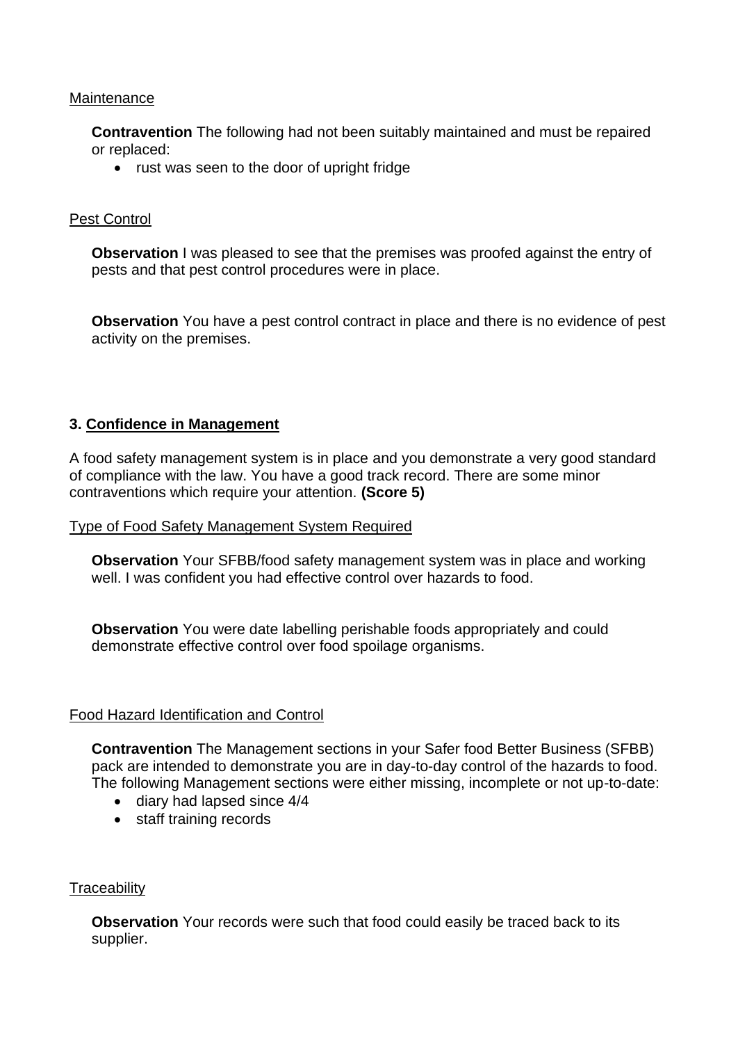Maintenance

**Contravention** The following had not been suitably maintained and must be repaired or replaced:

- rust was seen to the door of upright fridge

Pest Control

**Observation** I was pleased to see that the premises was proofed against the entry of pests and that pest control procedures were in place.

**Observation** You have a pest control contract in place and there is no evidence of pest activity on the premises.

## 3. Confidence in Management

A food safety management system is in place and you demonstrate a very good standard of compliance with the law. You have a good track record. There are some minor contraventions which require your attention. **(Score 5)**

Type of Food Safety Management System Required

**Observation** Your SFBB/food safety management system was in place and working well. I was confident you had effective control over hazards to food.

**Observation** You were date labelling perishable foods appropriately and could demonstrate effective control over food spoilage organisms.

Food Hazard Identification and Control

**Contravention** The Management sections in your Safer food Better Business (SFBB) pack are intended to demonstrate you are in day-to-day control of the hazards to food. The following Management sections were either missing, incomplete or not up-to-date:

- diary had lapsed since 4/4
- staff training records

Traceability

**Observation** Your records were such that food could easily be traced back to its supplier.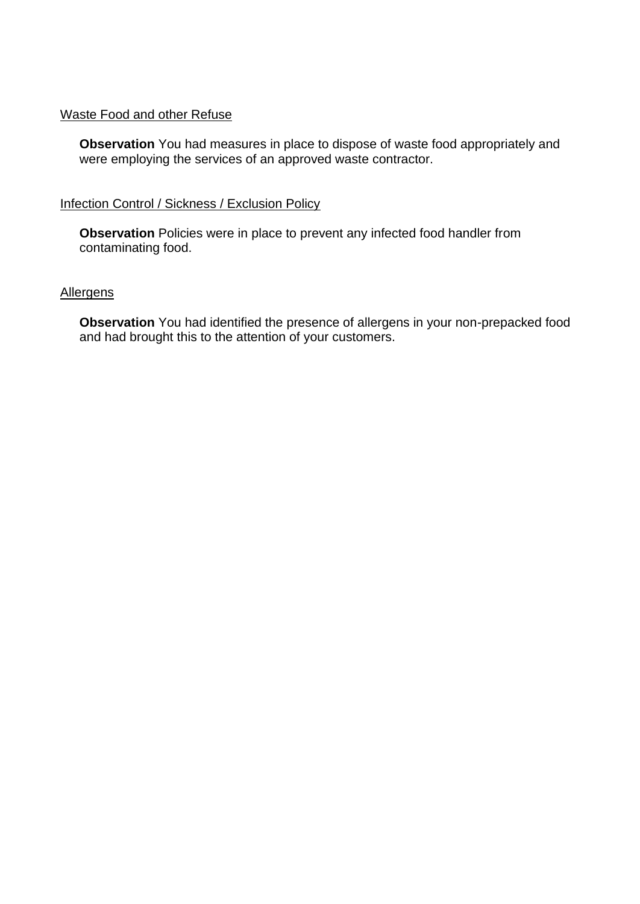Waste Food and other Refuse

**Observation** You had measures in place to dispose of waste food appropriately and were employing the services of an approved waste contractor.

Infection Control / Sickness / Exclusion Policy

**Observation** Policies were in place to prevent any infected food handler from contaminating food.

Allergens

**Observation** You had identified the presence of allergens in your non-prepacked food and had brought this to the attention of your customers.